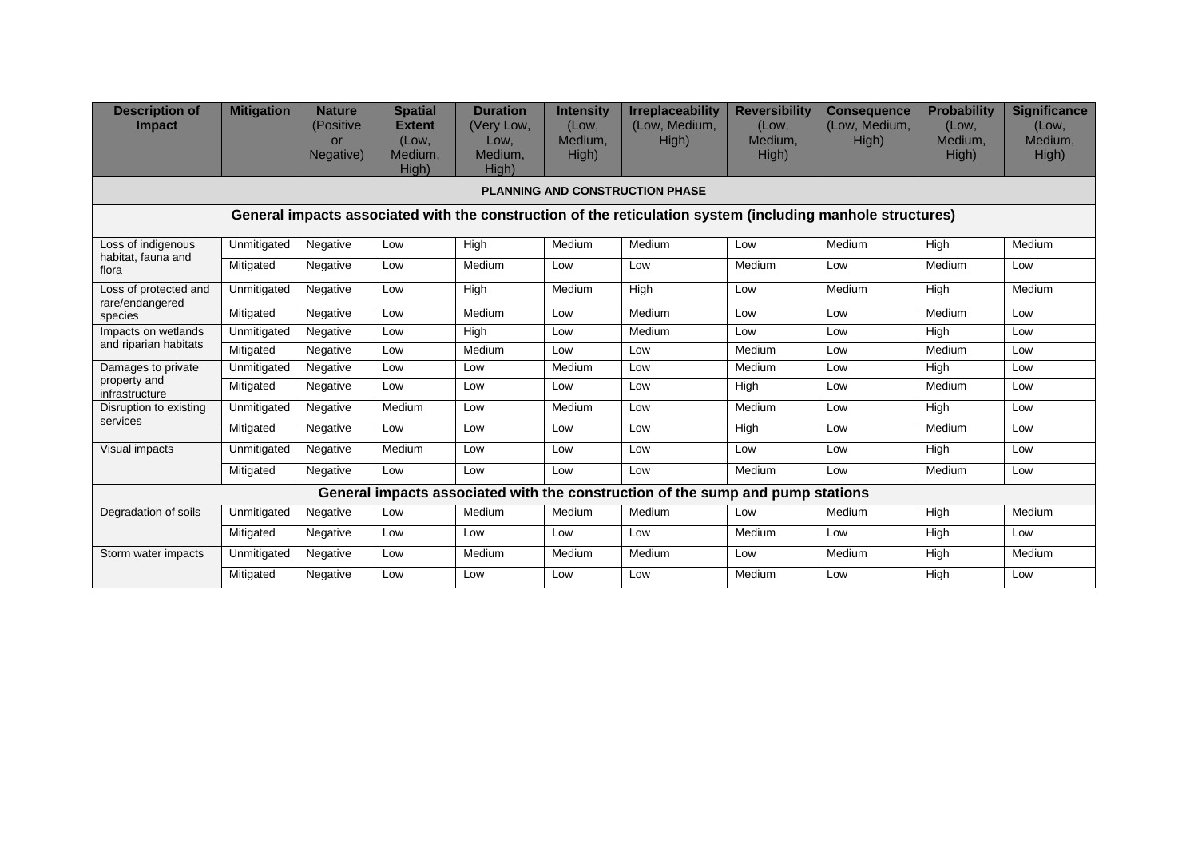| Description of Impact | Mitigation | Nature (Positive or Negative) | Spatial Extent (Low, Medium, High) | Duration (Very Low, Low, Medium, High) | Intensity (Low, Medium, High) | Irreplaceability (Low, Medium, High) | Reversibility (Low, Medium, High) | Consequence (Low, Medium, High) | Probability (Low, Medium, High) | Significance (Low, Medium, High) |
|---|---|---|---|---|---|---|---|---|---|---|
| **PLANNING AND CONSTRUCTION PHASE** | | | | | | | | | | |
| **General impacts associated with the construction of the reticulation system (including manhole structures)** | | | | | | | | | | |
| Loss of indigenous habitat, fauna and flora | Unmitigated | Negative | Low | High | Medium | Medium | Low | Medium | High | Medium |
| | Mitigated | Negative | Low | Medium | Low | Low | Medium | Low | Medium | Low |
| Loss of protected and rare/endangered species | Unmitigated | Negative | Low | High | Medium | High | Low | Medium | High | Medium |
| | Mitigated | Negative | Low | Medium | Low | Medium | Low | Low | Medium | Low |
| Impacts on wetlands and riparian habitats | Unmitigated | Negative | Low | High | Low | Medium | Low | Low | High | Low |
| | Mitigated | Negative | Low | Medium | Low | Low | Medium | Low | Medium | Low |
| Damages to private property and infrastructure | Unmitigated | Negative | Low | Low | Medium | Low | Medium | Low | High | Low |
| | Mitigated | Negative | Low | Low | Low | Low | High | Low | Medium | Low |
| Disruption to existing services | Unmitigated | Negative | Medium | Low | Medium | Low | Medium | Low | High | Low |
| | Mitigated | Negative | Low | Low | Low | Low | High | Low | Medium | Low |
| Visual impacts | Unmitigated | Negative | Medium | Low | Low | Low | Low | Low | High | Low |
| | Mitigated | Negative | Low | Low | Low | Low | Medium | Low | Medium | Low |
| **General impacts associated with the construction of the sump and pump stations** | | | | | | | | | | |
| Degradation of soils | Unmitigated | Negative | Low | Medium | Medium | Medium | Low | Medium | High | Medium |
| | Mitigated | Negative | Low | Low | Low | Low | Medium | Low | High | Low |
| Storm water impacts | Unmitigated | Negative | Low | Medium | Medium | Medium | Low | Medium | High | Medium |
| | Mitigated | Negative | Low | Low | Low | Low | Medium | Low | High | Low |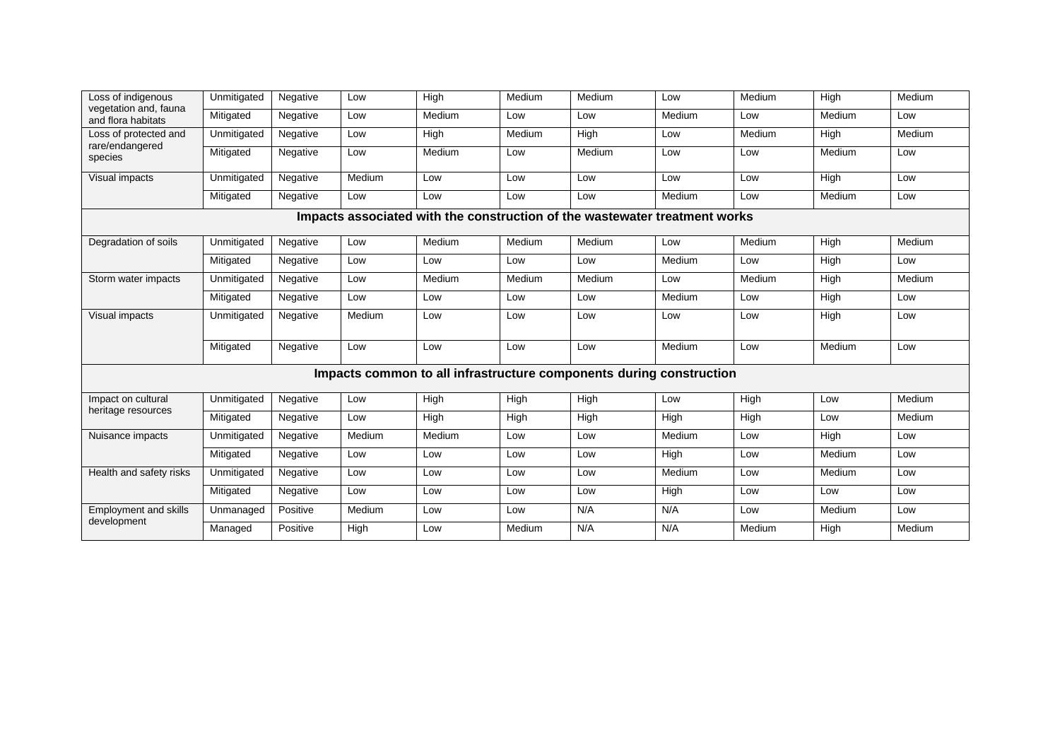| | | | | | | | | | | |
|---|---|---|---|---|---|---|---|---|---|---|
| Loss of indigenous vegetation and, fauna and flora habitats | Unmitigated | Negative | Low | High | Medium | Medium | Low | Medium | High | Medium |
| | Mitigated | Negative | Low | Medium | Low | Low | Medium | Low | Medium | Low |
| Loss of protected and rare/endangered species | Unmitigated | Negative | Low | High | Medium | High | Low | Medium | High | Medium |
| | Mitigated | Negative | Low | Medium | Low | Medium | Low | Low | Medium | Low |
| Visual impacts | Unmitigated | Negative | Medium | Low | Low | Low | Low | Low | High | Low |
| | Mitigated | Negative | Low | Low | Low | Low | Medium | Low | Medium | Low |
| **Impacts associated with the construction of the wastewater treatment works** | | | | | | | | | | |
| Degradation of soils | Unmitigated | Negative | Low | Medium | Medium | Medium | Low | Medium | High | Medium |
| | Mitigated | Negative | Low | Low | Low | Low | Medium | Low | High | Low |
| Storm water impacts | Unmitigated | Negative | Low | Medium | Medium | Medium | Low | Medium | High | Medium |
| | Mitigated | Negative | Low | Low | Low | Low | Medium | Low | High | Low |
| Visual impacts | Unmitigated | Negative | Medium | Low | Low | Low | Low | Low | High | Low |
| | Mitigated | Negative | Low | Low | Low | Low | Medium | Low | Medium | Low |
| **Impacts common to all infrastructure components during construction** | | | | | | | | | | |
| Impact on cultural heritage resources | Unmitigated | Negative | Low | High | High | High | Low | High | Low | Medium |
| | Mitigated | Negative | Low | High | High | High | High | High | Low | Medium |
| Nuisance impacts | Unmitigated | Negative | Medium | Medium | Low | Low | Medium | Low | High | Low |
| | Mitigated | Negative | Low | Low | Low | Low | High | Low | Medium | Low |
| Health and safety risks | Unmitigated | Negative | Low | Low | Low | Low | Medium | Low | Medium | Low |
| | Mitigated | Negative | Low | Low | Low | Low | High | Low | Low | Low |
| Employment and skills development | Unmanaged | Positive | Medium | Low | Low | N/A | N/A | Low | Medium | Low |
| | Managed | Positive | High | Low | Medium | N/A | N/A | Medium | High | Medium |